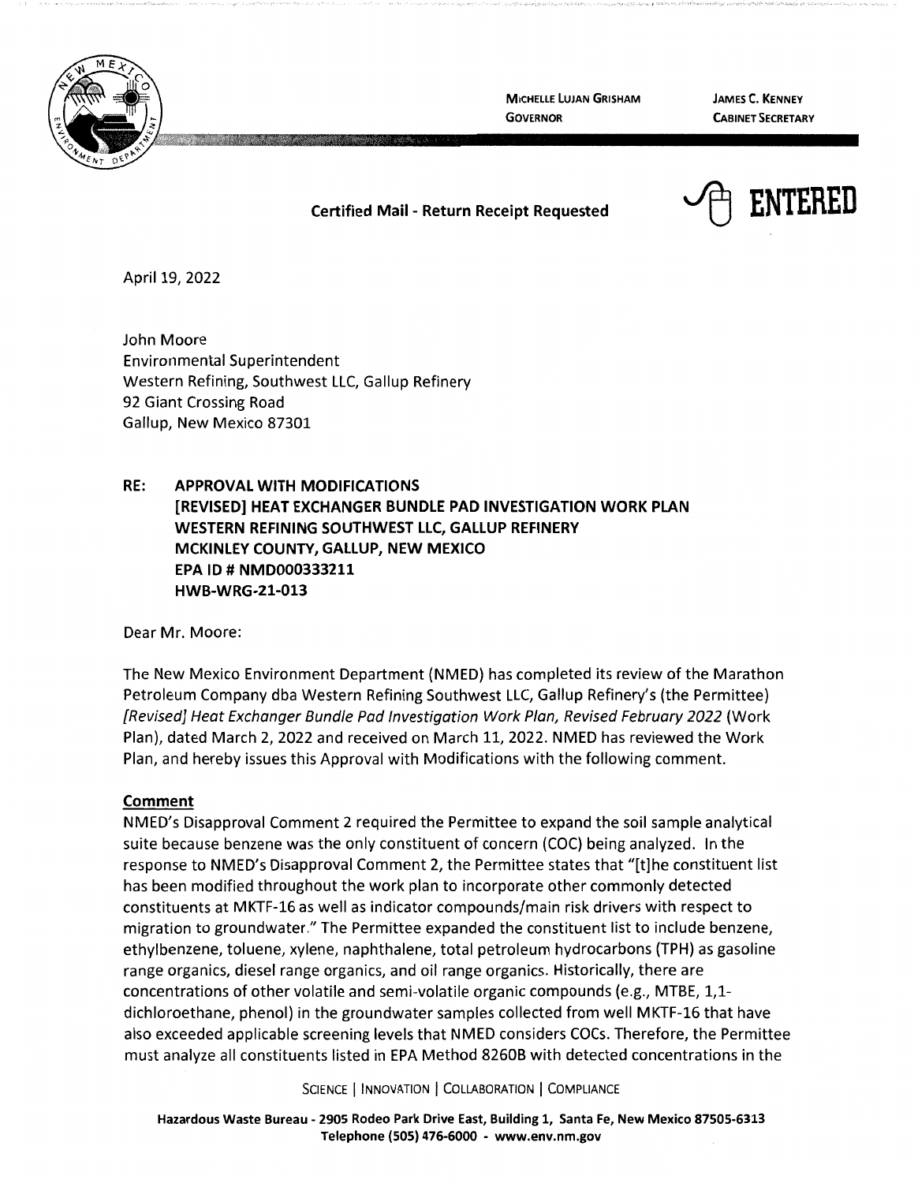MICHELLE LUJAN GRISHAM
GOVERNOR

JAMES C. KENNEY
CABINET SECRETARY

**Certified Mail - Return Receipt Requested**

**ENTERED**

April 19, 2022

John Moore
Environmental Superintendent
Western Refining, Southwest LLC, Gallup Refinery
92 Giant Crossing Road
Gallup, New Mexico 87301

**RE: APPROVAL WITH MODIFICATIONS**
**[REVISED] HEAT EXCHANGER BUNDLE PAD INVESTIGATION WORK PLAN**
**WESTERN REFINING SOUTHWEST LLC, GALLUP REFINERY**
**MCKINLEY COUNTY, GALLUP, NEW MEXICO**
**EPA ID # NMD000333211**
**HWB-WRG-21-013**

Dear Mr. Moore:

The New Mexico Environment Department (NMED) has completed its review of the Marathon Petroleum Company dba Western Refining Southwest LLC, Gallup Refinery's (the Permittee) *[Revised] Heat Exchanger Bundle Pad Investigation Work Plan, Revised February 2022* (Work Plan), dated March 2, 2022 and received on March 11, 2022. NMED has reviewed the Work Plan, and hereby issues this Approval with Modifications with the following comment.

**Comment**

NMED's Disapproval Comment 2 required the Permittee to expand the soil sample analytical suite because benzene was the only constituent of concern (COC) being analyzed. In the response to NMED's Disapproval Comment 2, the Permittee states that "[t]he constituent list has been modified throughout the work plan to incorporate other commonly detected constituents at MKTF-16 as well as indicator compounds/main risk drivers with respect to migration to groundwater." The Permittee expanded the constituent list to include benzene, ethylbenzene, toluene, xylene, naphthalene, total petroleum hydrocarbons (TPH) as gasoline range organics, diesel range organics, and oil range organics. Historically, there are concentrations of other volatile and semi-volatile organic compounds (e.g., MTBE, 1,1-dichloroethane, phenol) in the groundwater samples collected from well MKTF-16 that have also exceeded applicable screening levels that NMED considers COCs. Therefore, the Permittee must analyze all constituents listed in EPA Method 8260B with detected concentrations in the

SCIENCE | INNOVATION | COLLABORATION | COMPLIANCE

**Hazardous Waste Bureau - 2905 Rodeo Park Drive East, Building 1, Santa Fe, New Mexico 87505-6313**
**Telephone (505) 476-6000 - www.env.nm.gov**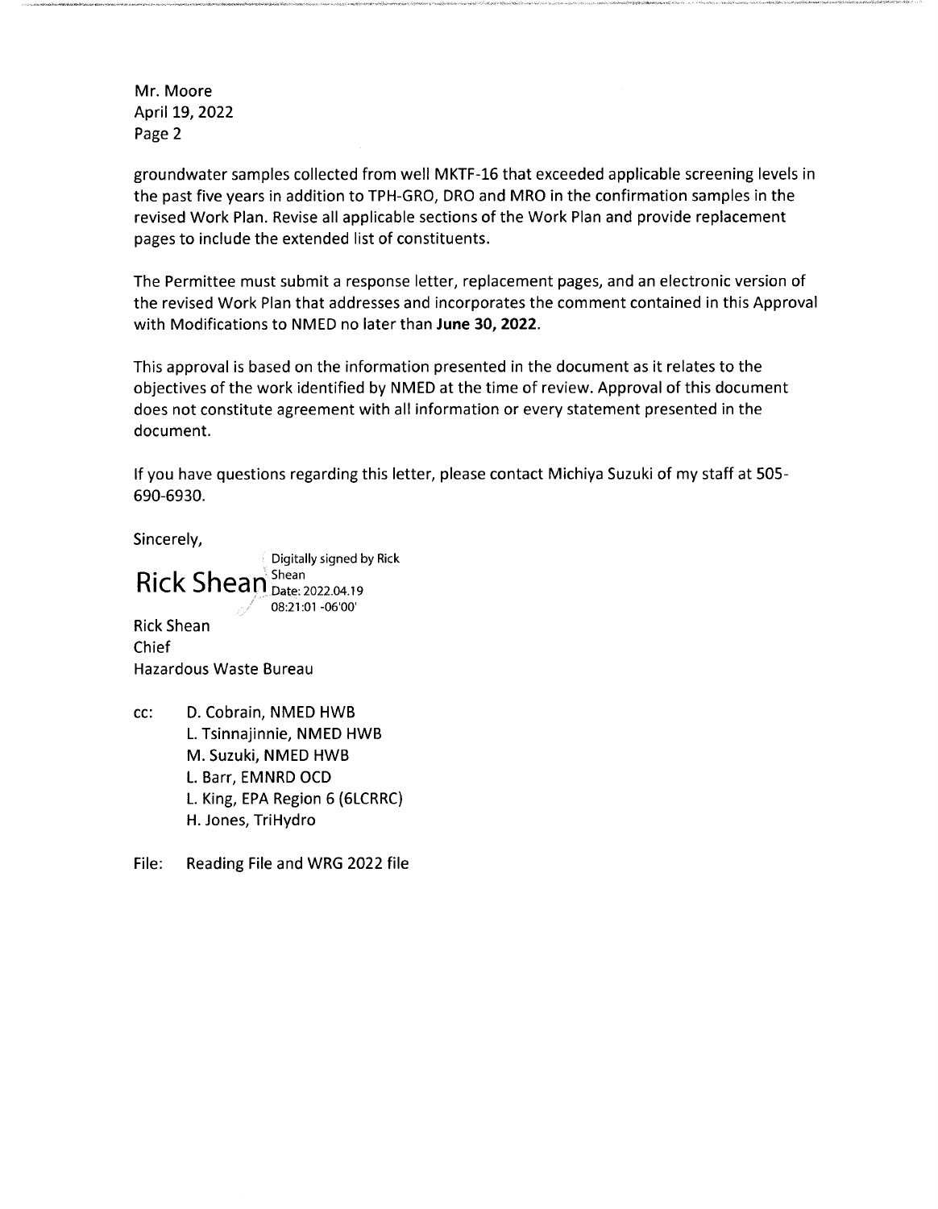Mr. Moore
April 19, 2022
Page 2

groundwater samples collected from well MKTF-16 that exceeded applicable screening levels in the past five years in addition to TPH-GRO, DRO and MRO in the confirmation samples in the revised Work Plan. Revise all applicable sections of the Work Plan and provide replacement pages to include the extended list of constituents.

The Permittee must submit a response letter, replacement pages, and an electronic version of the revised Work Plan that addresses and incorporates the comment contained in this Approval with Modifications to NMED no later than **June 30, 2022**.

This approval is based on the information presented in the document as it relates to the objectives of the work identified by NMED at the time of review. Approval of this document does not constitute agreement with all information or every statement presented in the document.

If you have questions regarding this letter, please contact Michiya Suzuki of my staff at 505-690-6930.

Sincerely,

Rick Shean
Digitally signed by Rick Shean
Date: 2022.04.19 08:21:01 -06'00'

Rick Shean
Chief
Hazardous Waste Bureau

cc: D. Cobrain, NMED HWB
L. Tsinnajinnie, NMED HWB
M. Suzuki, NMED HWB
L. Barr, EMNRD OCD
L. King, EPA Region 6 (6LCRRC)
H. Jones, TriHydro

File: Reading File and WRG 2022 file